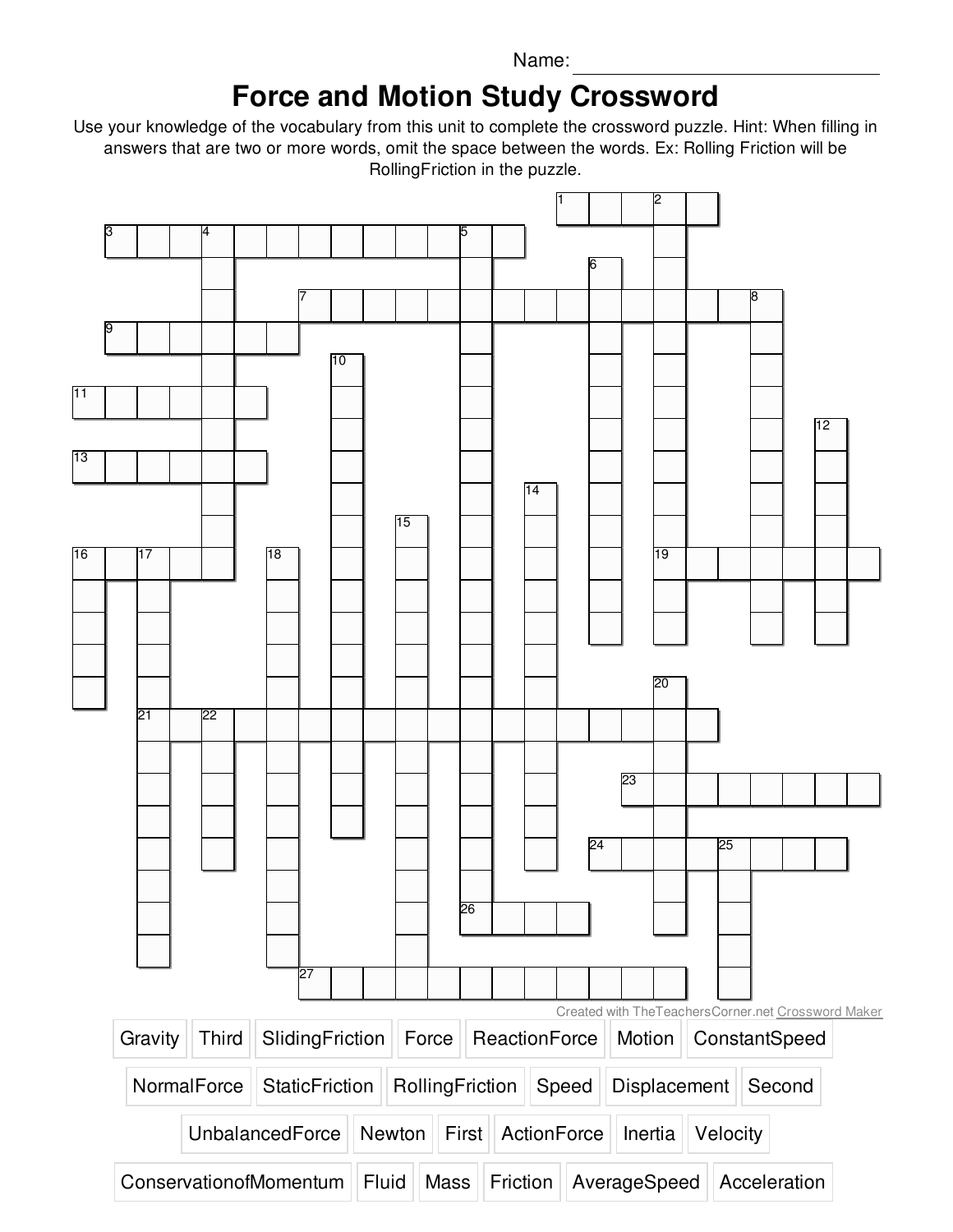Name: ______________________

# Force and Motion Study Crossword

Use your knowledge of the vocabulary from this unit to complete the crossword puzzle. Hint: When filling in answers that are two or more words, omit the space between the words. Ex: Rolling Friction will be RollingFriction in the puzzle.

Created with TheTeachersCorner.net Crossword Maker

| | | | | | | |
|---|---|---|---|---|---|---|
| Gravity | Third | SlidingFriction | Force | ReactionForce | Motion | ConstantSpeed |
| NormalForce | StaticFriction | RollingFriction | Speed | Displacement | Second | |
| UnbalancedForce | Newton | First | ActionForce | Inertia | Velocity | |
| ConservationofMomentum | Fluid | Mass | Friction | AverageSpeed | Acceleration | |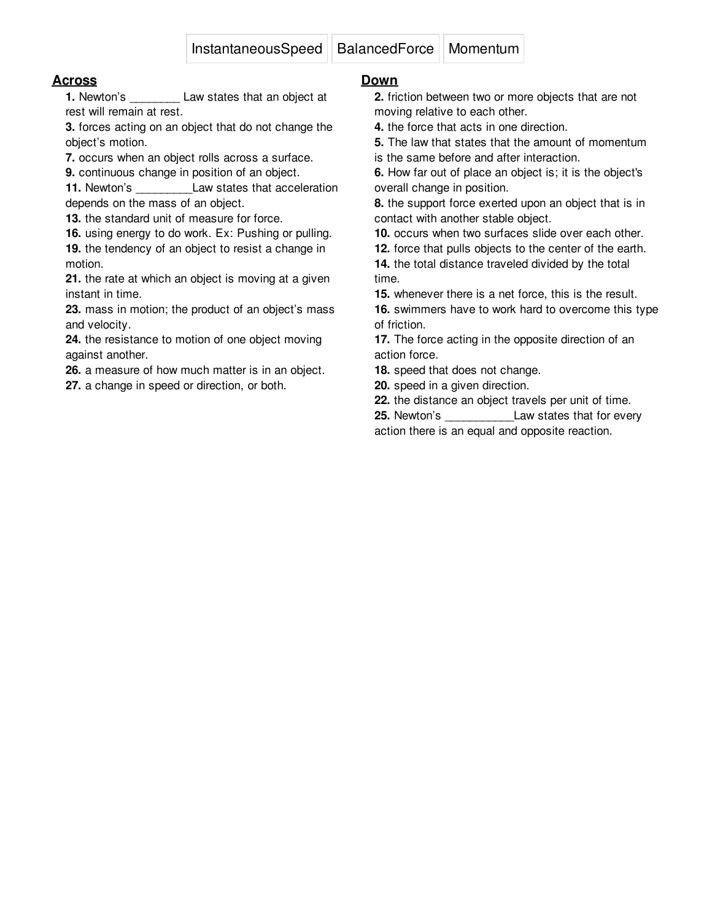InstantaneousSpeed BalancedForce Momentum

## Across

**1.** Newton's ________ Law states that an object at rest will remain at rest.
**3.** forces acting on an object that do not change the object's motion.
**7.** occurs when an object rolls across a surface.
**9.** continuous change in position of an object.
**11.** Newton's _________Law states that acceleration depends on the mass of an object.
**13.** the standard unit of measure for force.
**16.** using energy to do work. Ex: Pushing or pulling.
**19.** the tendency of an object to resist a change in motion.
**21.** the rate at which an object is moving at a given instant in time.
**23.** mass in motion; the product of an object's mass and velocity.
**24.** the resistance to motion of one object moving against another.
**26.** a measure of how much matter is in an object.
**27.** a change in speed or direction, or both.

## Down

**2.** friction between two or more objects that are not moving relative to each other.
**4.** the force that acts in one direction.
**5.** The law that states that the amount of momentum is the same before and after interaction.
**6.** How far out of place an object is; it is the object's overall change in position.
**8.** the support force exerted upon an object that is in contact with another stable object.
**10.** occurs when two surfaces slide over each other.
**12.** force that pulls objects to the center of the earth.
**14.** the total distance traveled divided by the total time.
**15.** whenever there is a net force, this is the result.
**16.** swimmers have to work hard to overcome this type of friction.
**17.** The force acting in the opposite direction of an action force.
**18.** speed that does not change.
**20.** speed in a given direction.
**22.** the distance an object travels per unit of time.
**25.** Newton's ___________Law states that for every action there is an equal and opposite reaction.